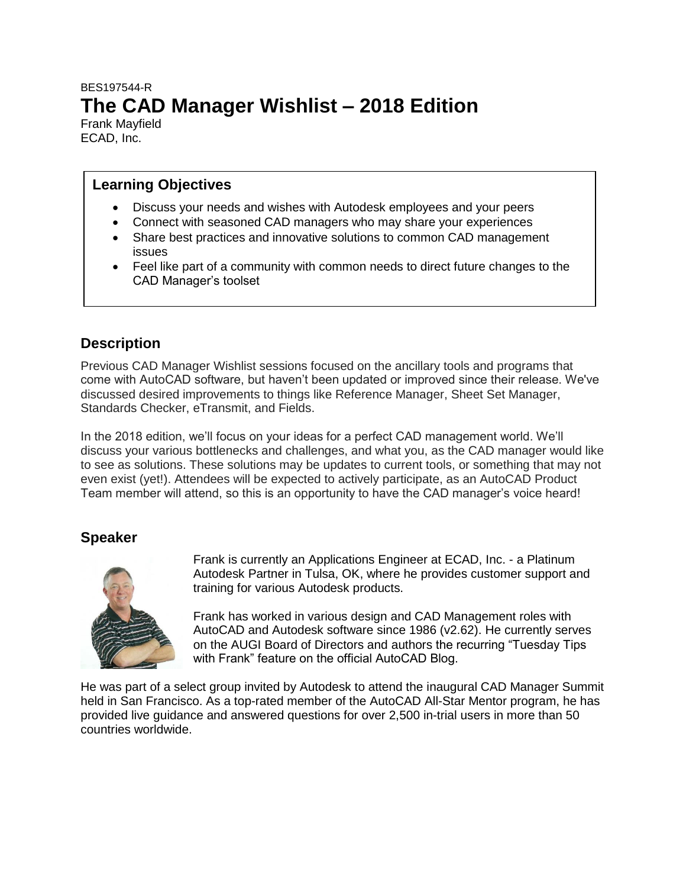BES197544-R

# The CAD Manager Wishlist – 2018 Edition

Frank Mayfield
ECAD, Inc.

## Learning Objectives

- Discuss your needs and wishes with Autodesk employees and your peers
- Connect with seasoned CAD managers who may share your experiences
- Share best practices and innovative solutions to common CAD management issues
- Feel like part of a community with common needs to direct future changes to the CAD Manager's toolset

## Description

Previous CAD Manager Wishlist sessions focused on the ancillary tools and programs that come with AutoCAD software, but haven't been updated or improved since their release. We've discussed desired improvements to things like Reference Manager, Sheet Set Manager, Standards Checker, eTransmit, and Fields.

In the 2018 edition, we'll focus on your ideas for a perfect CAD management world. We'll discuss your various bottlenecks and challenges, and what you, as the CAD manager would like to see as solutions. These solutions may be updates to current tools, or something that may not even exist (yet!). Attendees will be expected to actively participate, as an AutoCAD Product Team member will attend, so this is an opportunity to have the CAD manager's voice heard!

## Speaker

Frank is currently an Applications Engineer at ECAD, Inc. - a Platinum Autodesk Partner in Tulsa, OK, where he provides customer support and training for various Autodesk products.

Frank has worked in various design and CAD Management roles with AutoCAD and Autodesk software since 1986 (v2.62). He currently serves on the AUGI Board of Directors and authors the recurring "Tuesday Tips with Frank" feature on the official AutoCAD Blog.

He was part of a select group invited by Autodesk to attend the inaugural CAD Manager Summit held in San Francisco. As a top-rated member of the AutoCAD All-Star Mentor program, he has provided live guidance and answered questions for over 2,500 in-trial users in more than 50 countries worldwide.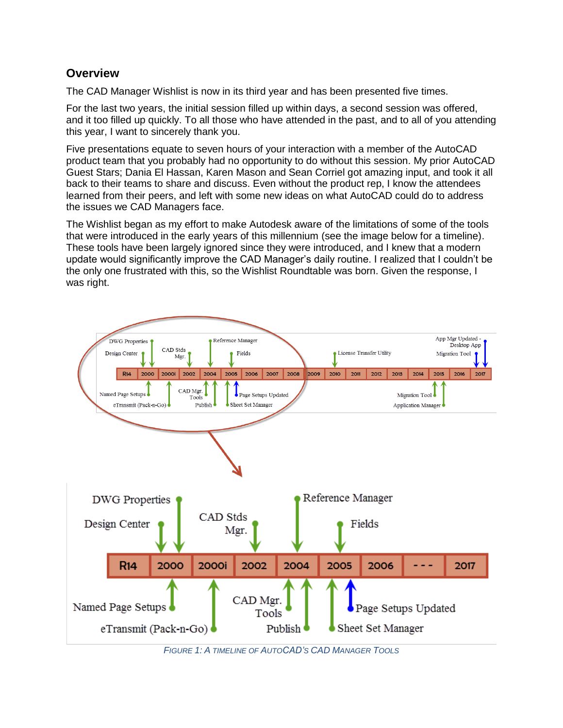## Overview

The CAD Manager Wishlist is now in its third year and has been presented five times.

For the last two years, the initial session filled up within days, a second session was offered, and it too filled up quickly. To all those who have attended in the past, and to all of you attending this year, I want to sincerely thank you.

Five presentations equate to seven hours of your interaction with a member of the AutoCAD product team that you probably had no opportunity to do without this session. My prior AutoCAD Guest Stars; Dania El Hassan, Karen Mason and Sean Corriel got amazing input, and took it all back to their teams to share and discuss. Even without the product rep, I know the attendees learned from their peers, and left with some new ideas on what AutoCAD could do to address the issues we CAD Managers face.

The Wishlist began as my effort to make Autodesk aware of the limitations of some of the tools that were introduced in the early years of this millennium (see the image below for a timeline). These tools have been largely ignored since they were introduced, and I knew that a modern update would significantly improve the CAD Manager's daily routine. I realized that I couldn't be the only one frustrated with this, so the Wishlist Roundtable was born. Given the response, I was right.

*FIGURE 1: A TIMELINE OF AUTOCAD'S CAD MANAGER TOOLS*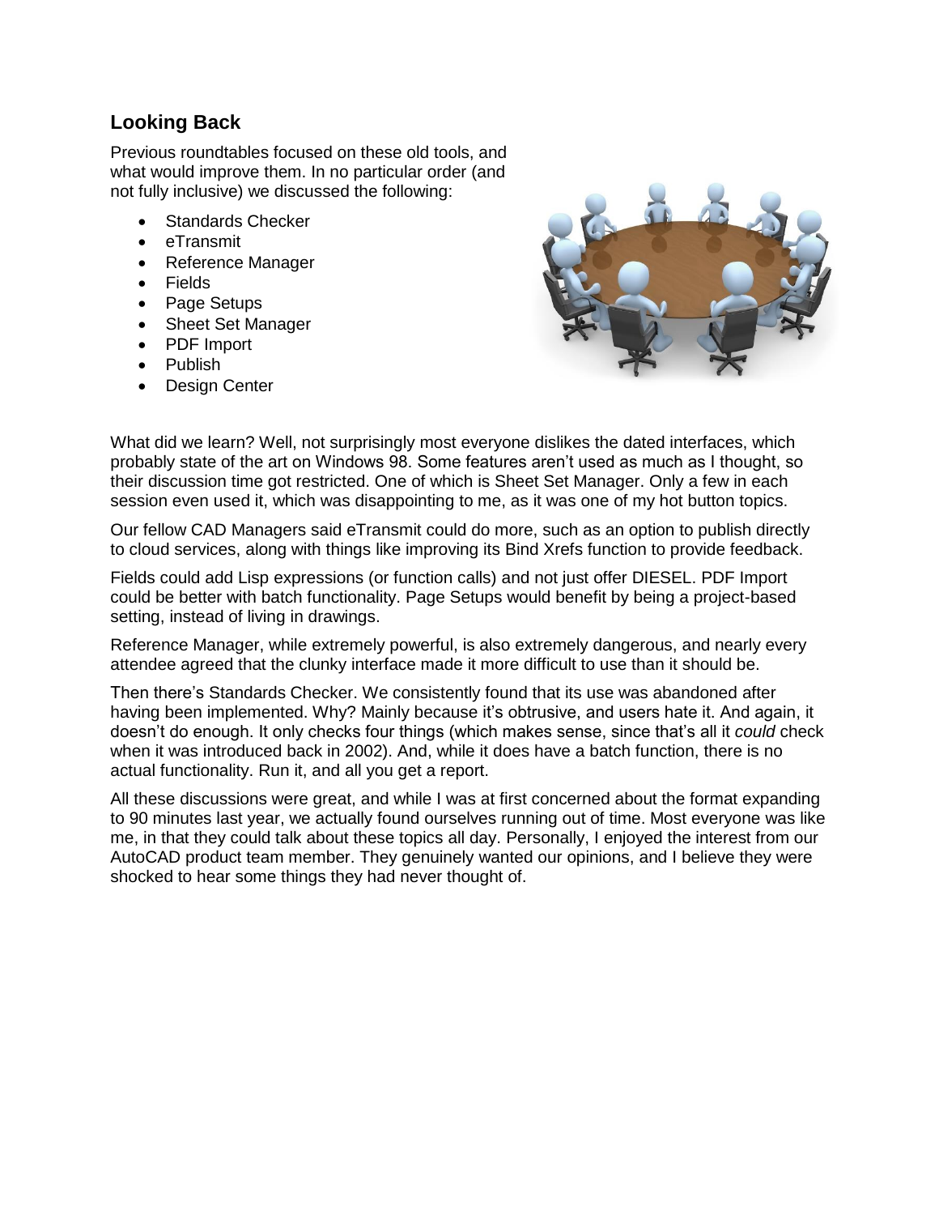## Looking Back

Previous roundtables focused on these old tools, and what would improve them. In no particular order (and not fully inclusive) we discussed the following:

- Standards Checker
- eTransmit
- Reference Manager
- Fields
- Page Setups
- Sheet Set Manager
- PDF Import
- Publish
- Design Center

What did we learn? Well, not surprisingly most everyone dislikes the dated interfaces, which probably state of the art on Windows 98. Some features aren't used as much as I thought, so their discussion time got restricted. One of which is Sheet Set Manager. Only a few in each session even used it, which was disappointing to me, as it was one of my hot button topics.

Our fellow CAD Managers said eTransmit could do more, such as an option to publish directly to cloud services, along with things like improving its Bind Xrefs function to provide feedback.

Fields could add Lisp expressions (or function calls) and not just offer DIESEL. PDF Import could be better with batch functionality. Page Setups would benefit by being a project-based setting, instead of living in drawings.

Reference Manager, while extremely powerful, is also extremely dangerous, and nearly every attendee agreed that the clunky interface made it more difficult to use than it should be.

Then there's Standards Checker. We consistently found that its use was abandoned after having been implemented. Why? Mainly because it's obtrusive, and users hate it. And again, it doesn't do enough. It only checks four things (which makes sense, since that's all it *could* check when it was introduced back in 2002). And, while it does have a batch function, there is no actual functionality. Run it, and all you get a report.

All these discussions were great, and while I was at first concerned about the format expanding to 90 minutes last year, we actually found ourselves running out of time. Most everyone was like me, in that they could talk about these topics all day. Personally, I enjoyed the interest from our AutoCAD product team member. They genuinely wanted our opinions, and I believe they were shocked to hear some things they had never thought of.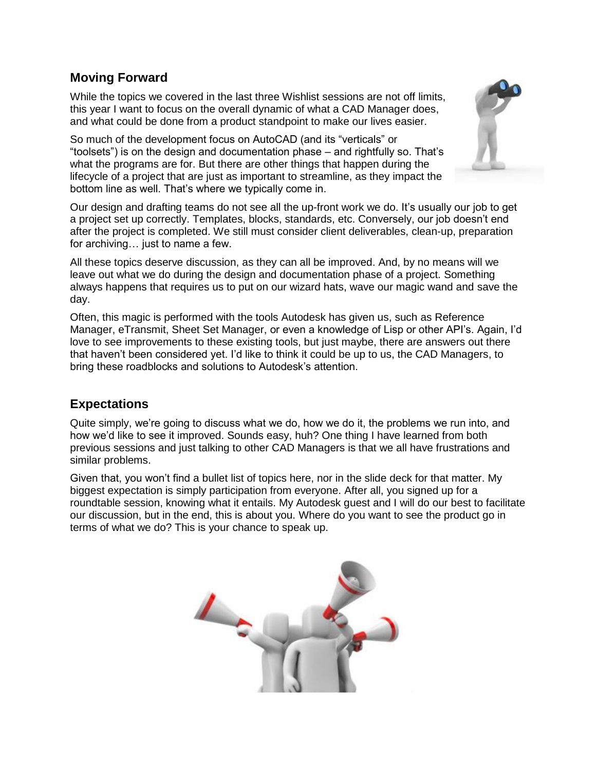## Moving Forward

While the topics we covered in the last three Wishlist sessions are not off limits, this year I want to focus on the overall dynamic of what a CAD Manager does, and what could be done from a product standpoint to make our lives easier.

So much of the development focus on AutoCAD (and its "verticals" or "toolsets") is on the design and documentation phase – and rightfully so. That's what the programs are for. But there are other things that happen during the lifecycle of a project that are just as important to streamline, as they impact the bottom line as well. That's where we typically come in.

Our design and drafting teams do not see all the up-front work we do. It's usually our job to get a project set up correctly. Templates, blocks, standards, etc. Conversely, our job doesn't end after the project is completed. We still must consider client deliverables, clean-up, preparation for archiving… just to name a few.

All these topics deserve discussion, as they can all be improved. And, by no means will we leave out what we do during the design and documentation phase of a project. Something always happens that requires us to put on our wizard hats, wave our magic wand and save the day.

Often, this magic is performed with the tools Autodesk has given us, such as Reference Manager, eTransmit, Sheet Set Manager, or even a knowledge of Lisp or other API's. Again, I'd love to see improvements to these existing tools, but just maybe, there are answers out there that haven't been considered yet. I'd like to think it could be up to us, the CAD Managers, to bring these roadblocks and solutions to Autodesk's attention.

## Expectations

Quite simply, we're going to discuss what we do, how we do it, the problems we run into, and how we'd like to see it improved. Sounds easy, huh? One thing I have learned from both previous sessions and just talking to other CAD Managers is that we all have frustrations and similar problems.

Given that, you won't find a bullet list of topics here, nor in the slide deck for that matter. My biggest expectation is simply participation from everyone. After all, you signed up for a roundtable session, knowing what it entails. My Autodesk guest and I will do our best to facilitate our discussion, but in the end, this is about you. Where do you want to see the product go in terms of what we do? This is your chance to speak up.